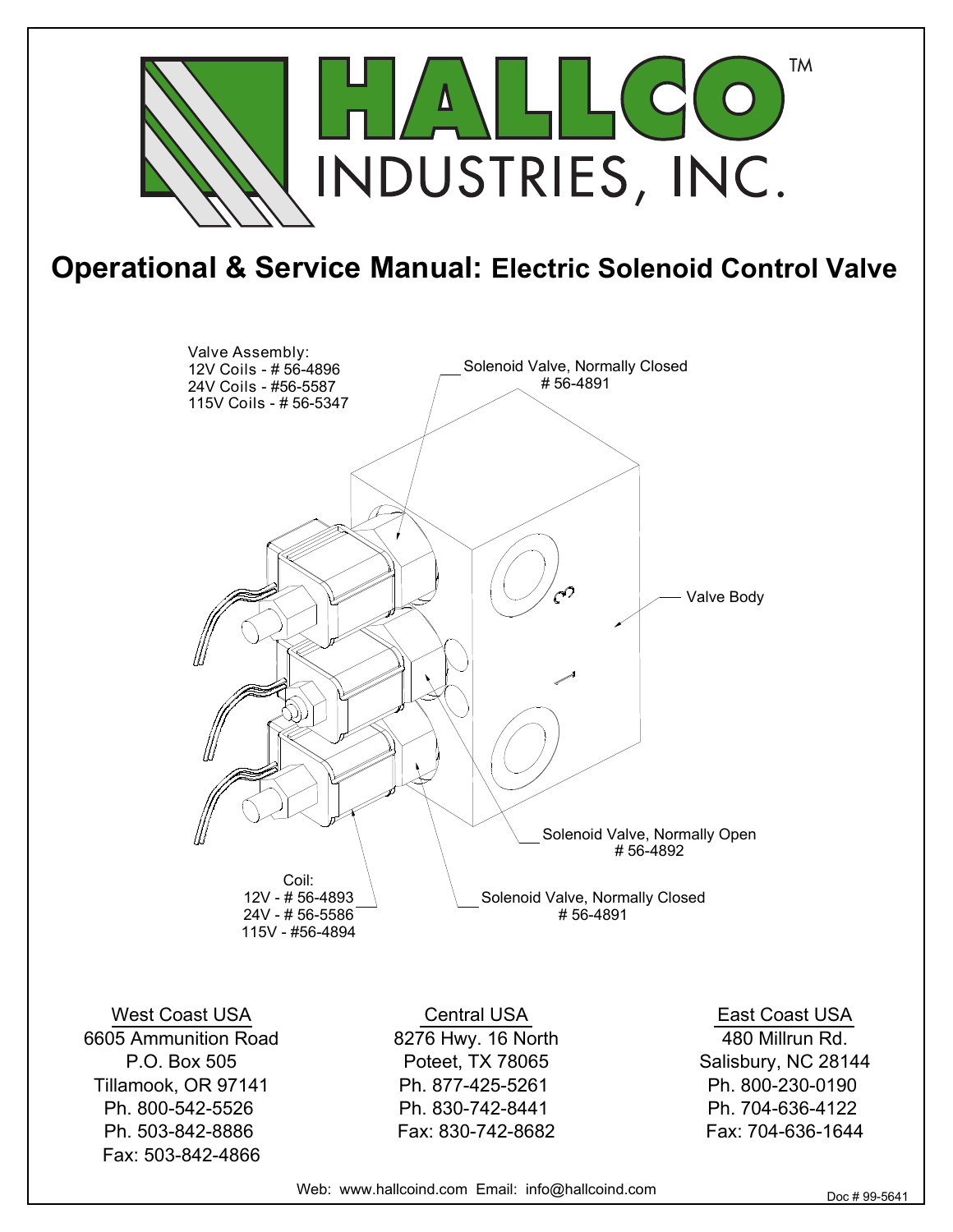# HALLCO™ INDUSTRIES, INC.

## Operational & Service Manual: Electric Solenoid Control Valve

Valve Assembly:
12V Coils - # 56-4896
24V Coils - #56-5587
115V Coils - # 56-5347

Solenoid Valve, Normally Closed
# 56-4891

Valve Body

Solenoid Valve, Normally Open
# 56-4892

Coil:
12V - # 56-4893
24V - # 56-5586
115V - #56-4894

Solenoid Valve, Normally Closed
# 56-4891

| West Coast USA | Central USA | East Coast USA |
|---|---|---|
| 6605 Ammunition Road | 8276 Hwy. 16 North | 480 Millrun Rd. |
| P.O. Box 505 | Poteet, TX 78065 | Salisbury, NC 28144 |
| Tillamook, OR 97141 | Ph. 877-425-5261 | Ph. 800-230-0190 |
| Ph. 800-542-5526 | Ph. 830-742-8441 | Ph. 704-636-4122 |
| Ph. 503-842-8886 | Fax: 830-742-8682 | Fax: 704-636-1644 |
| Fax: 503-842-4866 | | |

Web: www.hallcoind.com Email: info@hallcoind.com

Doc # 99-5641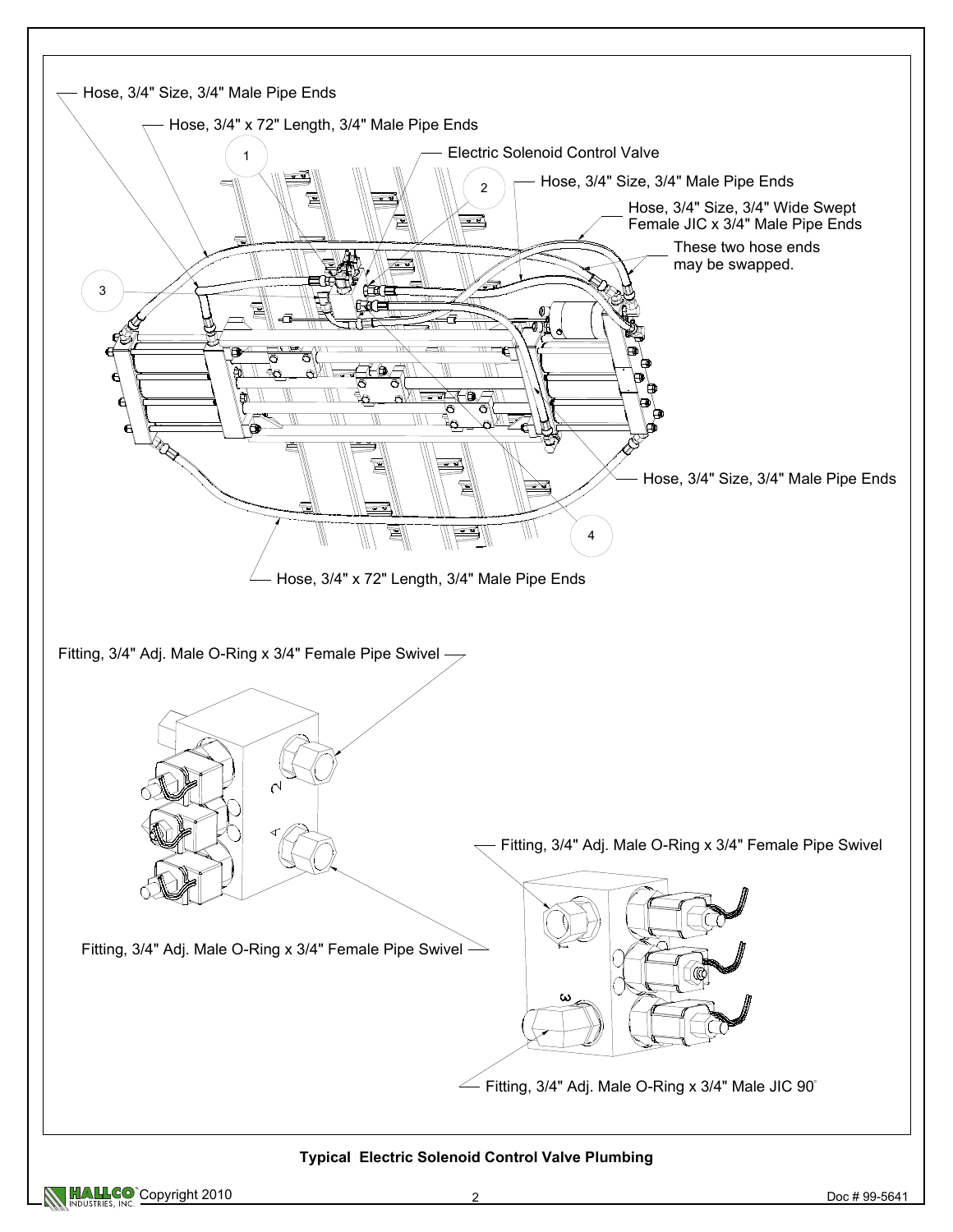Hose, 3/4" Size, 3/4" Male Pipe Ends

Hose, 3/4" x 72" Length, 3/4" Male Pipe Ends

Electric Solenoid Control Valve

Hose, 3/4" Size, 3/4" Male Pipe Ends

Hose, 3/4" Size, 3/4" Wide Swept Female JIC x 3/4" Male Pipe Ends

These two hose ends may be swapped.

Hose, 3/4" Size, 3/4" Male Pipe Ends

Hose, 3/4" x 72" Length, 3/4" Male Pipe Ends

Fitting, 3/4" Adj. Male O-Ring x 3/4" Female Pipe Swivel

Fitting, 3/4" Adj. Male O-Ring x 3/4" Female Pipe Swivel

Fitting, 3/4" Adj. Male O-Ring x 3/4" Female Pipe Swivel

Fitting, 3/4" Adj. Male O-Ring x 3/4" Male JIC 90°

**Typical Electric Solenoid Control Valve Plumbing**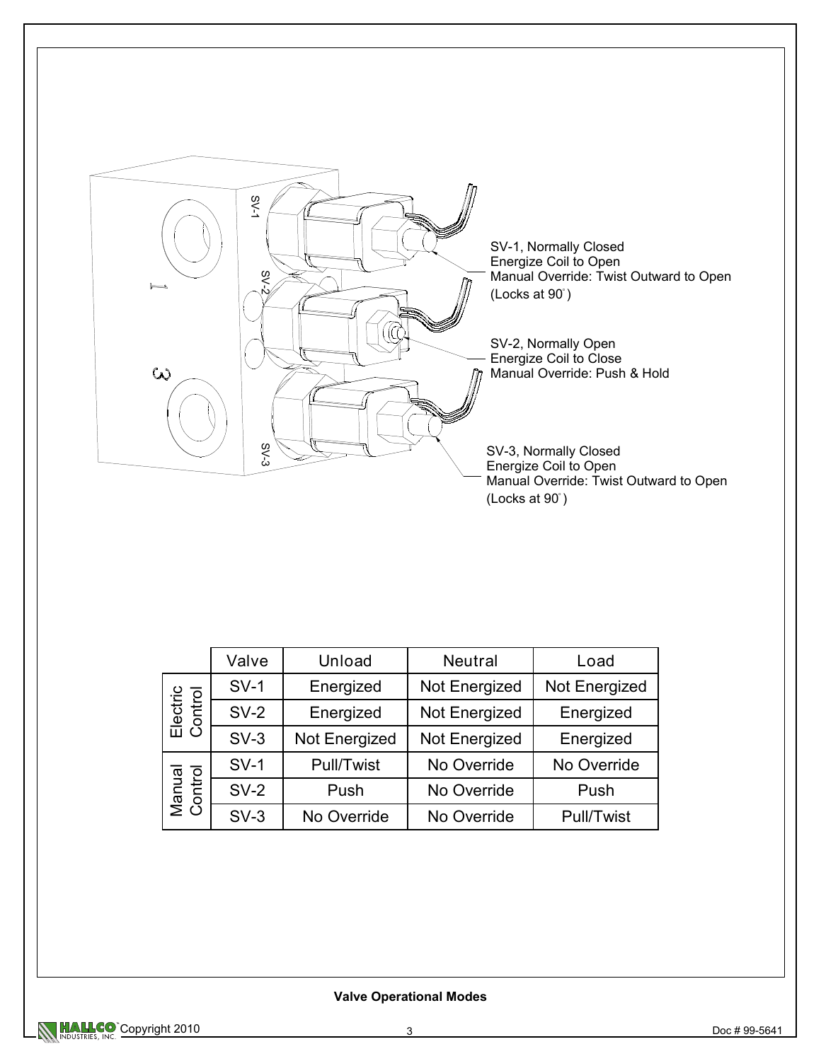SV-1, Normally Closed
Energize Coil to Open
Manual Override: Twist Outward to Open
(Locks at 90°)

SV-2, Normally Open
Energize Coil to Close
Manual Override: Push & Hold

SV-3, Normally Closed
Energize Coil to Open
Manual Override: Twist Outward to Open
(Locks at 90°)

| | Valve | Unload | Neutral | Load |
|---|---|---|---|---|
| Electric Control | SV-1 | Energized | Not Energized | Not Energized |
| | SV-2 | Energized | Not Energized | Energized |
| | SV-3 | Not Energized | Not Energized | Energized |
| Manual Control | SV-1 | Pull/Twist | No Override | No Override |
| | SV-2 | Push | No Override | Push |
| | SV-3 | No Override | No Override | Pull/Twist |

**Valve Operational Modes**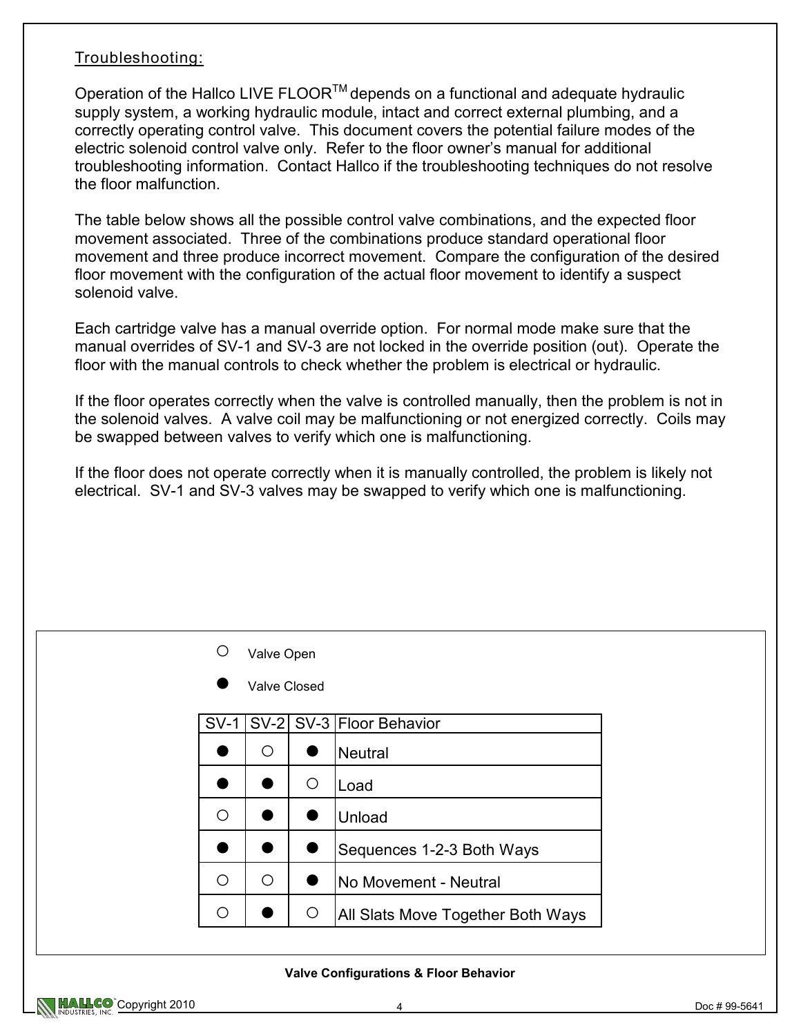## Troubleshooting:

Operation of the Hallco LIVE FLOOR™ depends on a functional and adequate hydraulic supply system, a working hydraulic module, intact and correct external plumbing, and a correctly operating control valve. This document covers the potential failure modes of the electric solenoid control valve only. Refer to the floor owner's manual for additional troubleshooting information. Contact Hallco if the troubleshooting techniques do not resolve the floor malfunction.

The table below shows all the possible control valve combinations, and the expected floor movement associated. Three of the combinations produce standard operational floor movement and three produce incorrect movement. Compare the configuration of the desired floor movement with the configuration of the actual floor movement to identify a suspect solenoid valve.

Each cartridge valve has a manual override option. For normal mode make sure that the manual overrides of SV-1 and SV-3 are not locked in the override position (out). Operate the floor with the manual controls to check whether the problem is electrical or hydraulic.

If the floor operates correctly when the valve is controlled manually, then the problem is not in the solenoid valves. A valve coil may be malfunctioning or not energized correctly. Coils may be swapped between valves to verify which one is malfunctioning.

If the floor does not operate correctly when it is manually controlled, the problem is likely not electrical. SV-1 and SV-3 valves may be swapped to verify which one is malfunctioning.

○ Valve Open

● Valve Closed

| SV-1 | SV-2 | SV-3 | Floor Behavior |
|---|---|---|---|
| ● | ○ | ● | Neutral |
| ● | ● | ○ | Load |
| ○ | ● | ● | Unload |
| ● | ● | ● | Sequences 1-2-3 Both Ways |
| ○ | ○ | ● | No Movement - Neutral |
| ○ | ● | ○ | All Slats Move Together Both Ways |

**Valve Configurations & Floor Behavior**